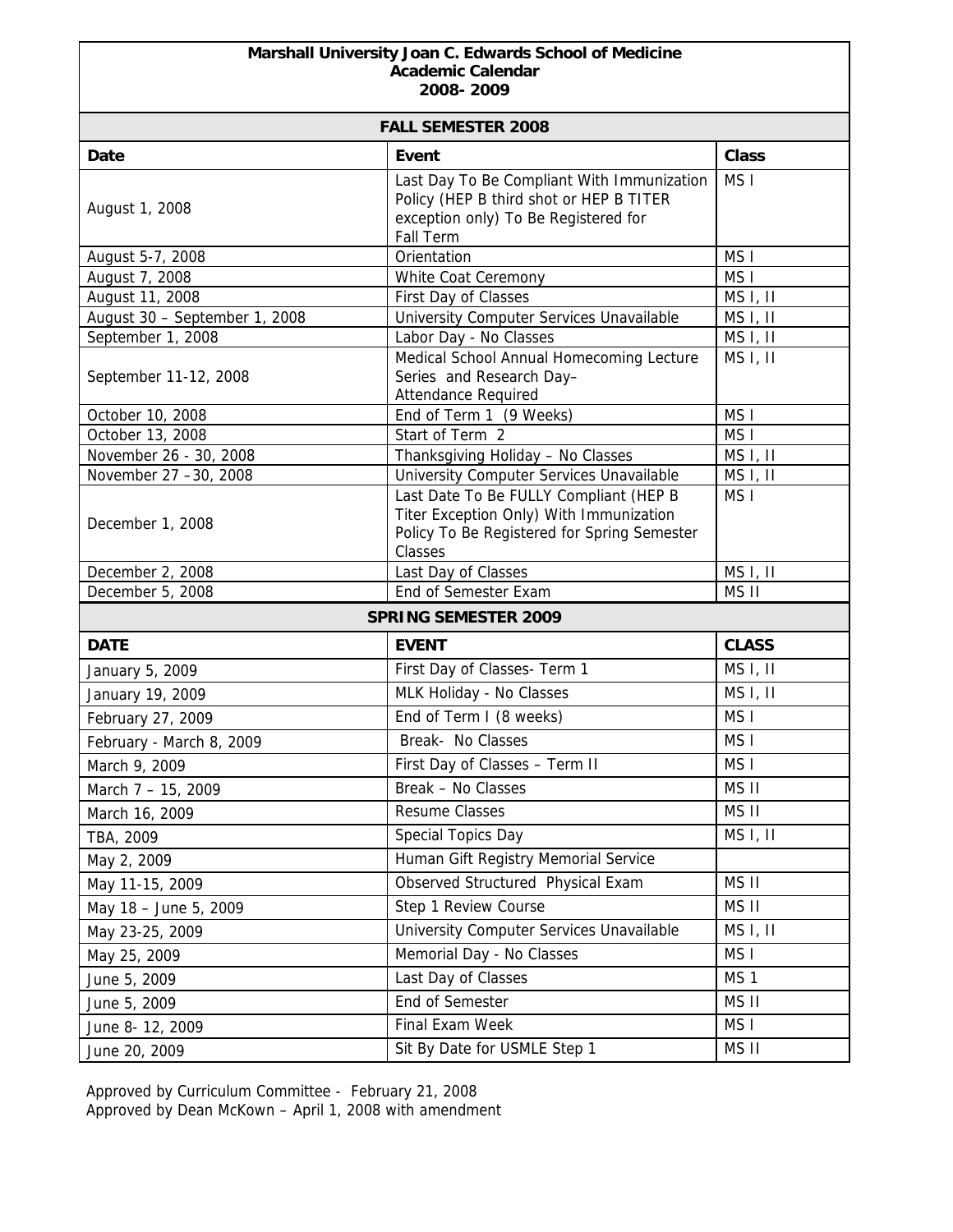# Marshall University Joan C. Edwards School of Medicine
## Academic Calendar
## 2008- 2009

### FALL SEMESTER 2008

| Date | Event | Class |
|---|---|---|
| August 1, 2008 | Last Day To Be Compliant With Immunization Policy (HEP B third shot or HEP B TITER exception only) To Be Registered for Fall Term | MS I |
| August 5-7, 2008 | Orientation | MS I |
| August 7, 2008 | White Coat Ceremony | MS I |
| August 11, 2008 | First Day of Classes | MS I, II |
| August 30 – September 1, 2008 | University Computer Services Unavailable | MS I, II |
| September 1, 2008 | Labor Day - No Classes | MS I, II |
| September 11-12, 2008 | Medical School Annual Homecoming Lecture Series and Research Day– Attendance Required | MS I, II |
| October 10, 2008 | End of Term 1 (9 Weeks) | MS I |
| October 13, 2008 | Start of Term 2 | MS I |
| November 26 - 30, 2008 | Thanksgiving Holiday – No Classes | MS I, II |
| November 27 –30, 2008 | University Computer Services Unavailable | MS I, II |
| December 1, 2008 | Last Date To Be FULLY Compliant (HEP B Titer Exception Only) With Immunization Policy To Be Registered for Spring Semester Classes | MS I |
| December 2, 2008 | Last Day of Classes | MS I, II |
| December 5, 2008 | End of Semester Exam | MS II |

### SPRING SEMESTER 2009

| DATE | EVENT | CLASS |
|---|---|---|
| January 5, 2009 | First Day of Classes- Term 1 | MS I, II |
| January 19, 2009 | MLK Holiday - No Classes | MS I, II |
| February 27, 2009 | End of Term I (8 weeks) | MS I |
| February - March 8, 2009 | Break- No Classes | MS I |
| March 9, 2009 | First Day of Classes – Term II | MS I |
| March 7 – 15, 2009 | Break – No Classes | MS II |
| March 16, 2009 | Resume Classes | MS II |
| TBA, 2009 | Special Topics Day | MS I, II |
| May 2, 2009 | Human Gift Registry Memorial Service | |
| May 11-15, 2009 | Observed Structured Physical Exam | MS II |
| May 18 – June 5, 2009 | Step 1 Review Course | MS II |
| May 23-25, 2009 | University Computer Services Unavailable | MS I, II |
| May 25, 2009 | Memorial Day - No Classes | MS I |
| June 5, 2009 | Last Day of Classes | MS 1 |
| June 5, 2009 | End of Semester | MS II |
| June 8- 12, 2009 | Final Exam Week | MS I |
| June 20, 2009 | Sit By Date for USMLE Step 1 | MS II |

Approved by Curriculum Committee - February 21, 2008
Approved by Dean McKown – April 1, 2008 with amendment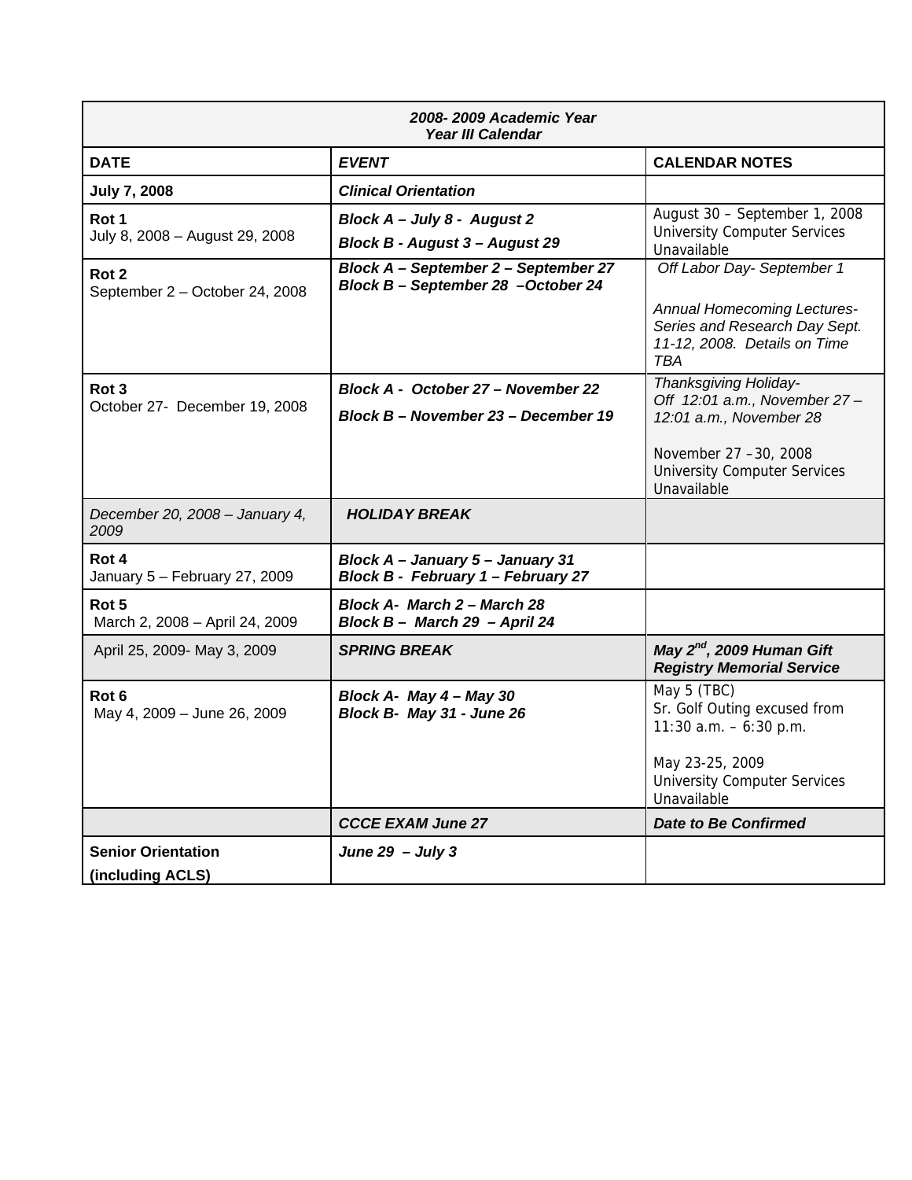| ***2008- 2009 Academic Year***<br>***Year III Calendar*** | | |
|---|---|---|
| **DATE** | ***EVENT*** | **CALENDAR NOTES** |
| **July 7, 2008** | ***Clinical Orientation*** | |
| **Rot 1**<br>July 8, 2008 – August 29, 2008 | ***Block A – July 8 - August 2***<br>***Block B - August 3 – August 29*** | August 30 – September 1, 2008 University Computer Services Unavailable |
| **Rot 2**<br>September 2 – October 24, 2008 | ***Block A – September 2 – September 27***<br>***Block B – September 28 –October 24*** | *Off Labor Day- September 1*<br><br>*Annual Homecoming Lectures-Series and Research Day Sept. 11-12, 2008. Details on Time TBA* |
| **Rot 3**<br>October 27- December 19, 2008 | ***Block A - October 27 – November 22***<br>***Block B – November 23 – December 19*** | *Thanksgiving Holiday- Off 12:01 a.m., November 27 – 12:01 a.m., November 28*<br><br>November 27 –30, 2008 University Computer Services Unavailable |
| *December 20, 2008 – January 4, 2009* | ***HOLIDAY BREAK*** | |
| **Rot 4**<br>January 5 – February 27, 2009 | ***Block A – January 5 – January 31***<br>***Block B - February 1 – February 27*** | |
| **Rot 5**<br>March 2, 2008 – April 24, 2009 | ***Block A- March 2 – March 28***<br>***Block B – March 29 – April 24*** | |
| April 25, 2009- May 3, 2009 | ***SPRING BREAK*** | ***May 2nd, 2009 Human Gift Registry Memorial Service*** |
| **Rot 6**<br>May 4, 2009 – June 26, 2009 | ***Block A- May 4 – May 30***<br>***Block B- May 31 - June 26*** | May 5 (TBC)<br>Sr. Golf Outing excused from 11:30 a.m. – 6:30 p.m.<br><br>May 23-25, 2009 University Computer Services Unavailable |
| | ***CCCE EXAM June 27*** | ***Date to Be Confirmed*** |
| **Senior Orientation (including ACLS)** | ***June 29 – July 3*** | |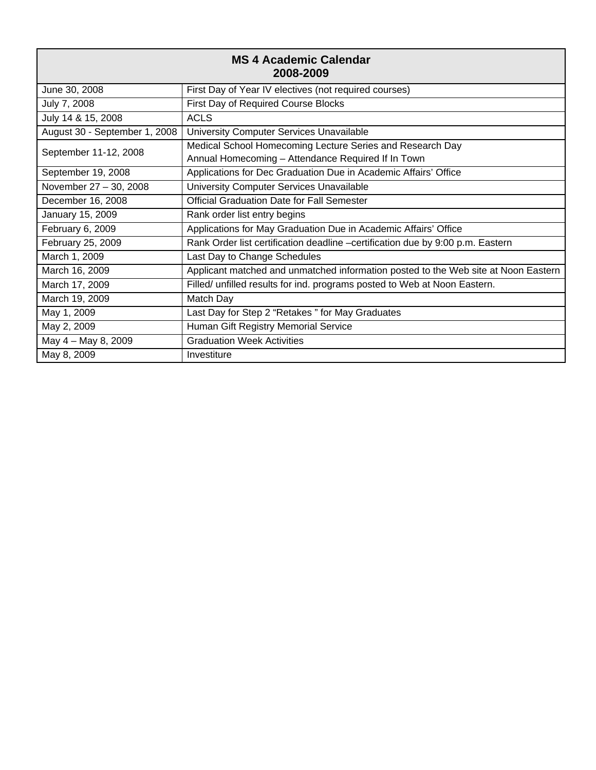| MS 4 Academic Calendar 2008-2009 | |
|---|---|
| June 30, 2008 | First Day of Year IV electives (not required courses) |
| July 7, 2008 | First Day of Required Course Blocks |
| July 14 & 15, 2008 | ACLS |
| August 30 - September 1, 2008 | University Computer Services Unavailable |
| September 11-12, 2008 | Medical School Homecoming Lecture Series and Research Day<br>Annual Homecoming – Attendance Required If In Town |
| September 19, 2008 | Applications for Dec Graduation Due in Academic Affairs' Office |
| November 27 – 30, 2008 | University Computer Services Unavailable |
| December 16, 2008 | Official Graduation Date for Fall Semester |
| January 15, 2009 | Rank order list entry begins |
| February 6, 2009 | Applications for May Graduation Due in Academic Affairs' Office |
| February 25, 2009 | Rank Order list certification deadline –certification due by 9:00 p.m. Eastern |
| March 1, 2009 | Last Day to Change Schedules |
| March 16, 2009 | Applicant matched and unmatched information posted to the Web site at Noon Eastern |
| March 17, 2009 | Filled/ unfilled results for ind. programs posted to Web at Noon Eastern. |
| March 19, 2009 | Match Day |
| May 1, 2009 | Last Day for Step 2 "Retakes " for May Graduates |
| May 2, 2009 | Human Gift Registry Memorial Service |
| May 4 – May 8, 2009 | Graduation Week Activities |
| May 8, 2009 | Investiture |